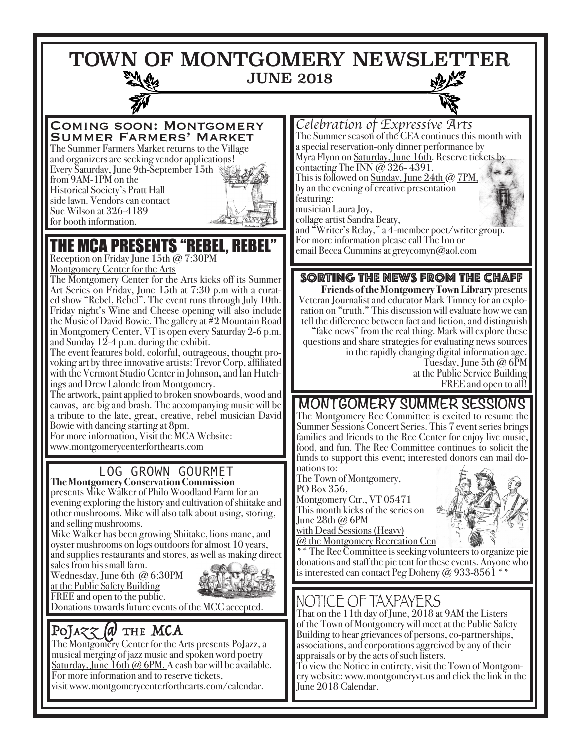# TOWN OF MONTGOMERY NEWSLETTER

## JUNE 2018

### Coming soon: Montgomery Summer Farmers' Market

The Summer Farmers Market returns to the Village and organizers are seeking vendor applications! Every Saturday, June 9th-September 15th from 9AM-1PM on the Historical Society's Pratt Hall side lawn. Vendors can contact Sue Wilson at 326-4189 for booth information.

### THE MCA PRESENTS "REBEL, REBEL"

Reception on Friday June 15th @ 7:30PM
Montgomery Center for the Arts

The Montgomery Center for the Arts kicks off its Summer Art Series on Friday, June 15th at 7:30 p.m with a curated show "Rebel, Rebel". The event runs through July 10th. Friday night's Wine and Cheese opening will also include the Music of David Bowie. The gallery at #2 Mountain Road in Montgomery Center, VT is open every Saturday 2-6 p.m. and Sunday 12-4 p.m. during the exhibit.

The event features bold, colorful, outrageous, thought provoking art by three innovative artists: Trevor Corp, affiliated with the Vermont Studio Center in Johnson, and Ian Hutchings and Drew Lalonde from Montgomery.

The artwork, paint applied to broken snowboards, wood and canvas, are big and brash. The accompanying music will be a tribute to the late, great, creative, rebel musician David Bowie with dancing starting at 8pm.

For more information, Visit the MCA Website: www.montgomerycenterforthearts.com

### LOG GROWN GOURMET

**The Montgomery Conservation Commission** presents Mike Walker of Philo Woodland Farm for an evening exploring the history and cultivation of shiitake and other mushrooms. Mike will also talk about using, storing, and selling mushrooms.

Mike Walker has been growing Shiitake, lions mane, and oyster mushrooms on logs outdoors for almost 10 years, and supplies restaurants and stores, as well as making direct sales from his small farm.

Wednesday, June 6th @ 6:30PM
at the Public Safety Building
FREE and open to the public.
Donations towards future events of the MCC accepted.

### PoJazz @ the MCA

The Montgomery Center for the Arts presents PoJazz, a musical merging of jazz music and spoken word poetry Saturday, June 16th @ 6PM. A cash bar will be available. For more information and to reserve tickets, visit www.montgomerycenterforthearts.com/calendar.

### *Celebration of Expressive Arts*

The Summer season of the CEA continues this month with a special reservation-only dinner performance by Myra Flynn on Saturday, June 16th. Reserve tickets by contacting The INN @ 326- 4391.

This is followed on Sunday, June 24th @ 7PM, by an the evening of creative presentation featuring:

musician Laura Joy,
collage artist Sandra Beaty,
and "Writer's Relay," a 4-member poet/writer group.

For more information please call The Inn or email Becca Cummins at greycomyn@aol.com

### SORTING THE NEWS FROM THE CHAFF

**Friends of the Montgomery Town Library** presents Veteran Journalist and educator Mark Timney for an exploration on "truth." This discussion will evaluate how we can tell the difference between fact and fiction, and distinguish "fake news" from the real thing. Mark will explore these questions and share strategies for evaluating news sources in the rapidly changing digital information age.

Tuesday, June 5th @ 6PM
at the Public Service Building
FREE and open to all!

### MONTGOMERY SUMMER SESSIONS

The Montgomery Rec Committee is excited to resume the Summer Sessions Concert Series. This 7 event series brings families and friends to the Rec Center for enjoy live music, food, and fun. The Rec Committee continues to solicit the funds to support this event; interested donors can mail donations to:

The Town of Montgomery,
PO Box 356,
Montgomery Ctr., VT 05471

This month kicks of the series on June 28th @ 6PM with Dead Sessions (Heavy) @ the Montgomery Recreation Cen

** The Rec Committee is seeking volunteers to organize pie donations and staff the pie tent for these events. Anyone who is interested can contact Peg Doheny @ 933-8561 **

### NOTICE OF TAXPAYERS

That on the 11th day of June, 2018 at 9AM the Listers of the Town of Montgomery will meet at the Public Safety Building to hear grievances of persons, co-partnerships, associations, and corporations aggreived by any of their appraisals or by the acts of such listers.

To view the Notice in entirety, visit the Town of Montgomery website: www.montgomeryvt.us and click the link in the June 2018 Calendar.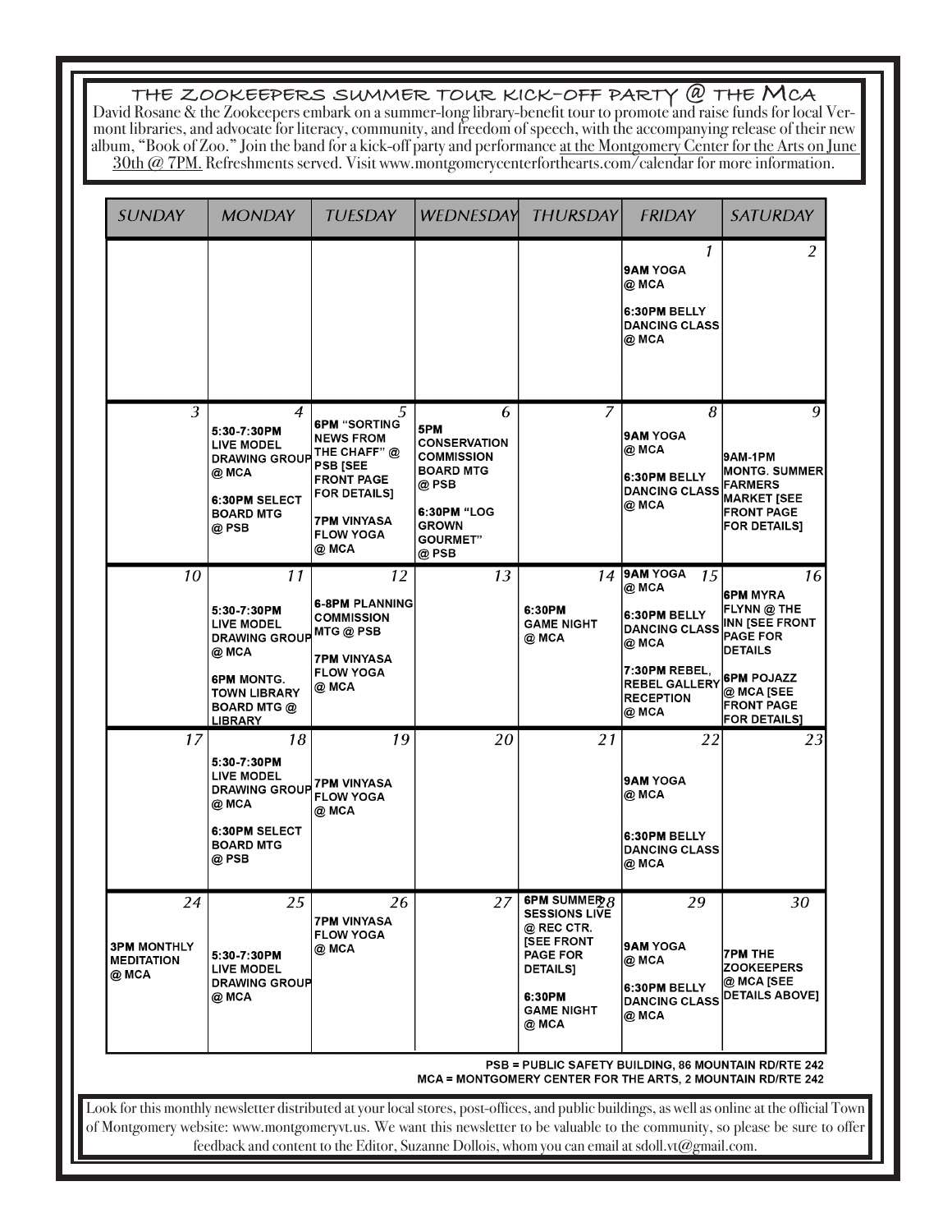## THE ZOOKEEPERS SUMMER TOUR KICK-OFF PARTY @ THE MCA

David Rosane & the Zookeepers embark on a summer-long library-benefit tour to promote and raise funds for local Vermont libraries, and advocate for literacy, community, and freedom of speech, with the accompanying release of their new album, "Book of Zoo." Join the band for a kick-off party and performance at the Montgomery Center for the Arts on June 30th @ 7PM. Refreshments served. Visit www.montgomerycenterforthearts.com/calendar for more information.

| SUNDAY | MONDAY | TUESDAY | WEDNESDAY | THURSDAY | FRIDAY | SATURDAY |
|---|---|---|---|---|---|---|
| | | | | | 1<br>**9AM** YOGA @ MCA<br>**6:30PM** BELLY DANCING CLASS @ MCA | 2 |
| 3 | 4<br>**5:30-7:30PM** LIVE MODEL DRAWING GROUP @ MCA<br>**6:30PM** SELECT BOARD MTG @ PSB | 5<br>**6PM** "SORTING NEWS FROM THE CHAFF" @ PSB [SEE FRONT PAGE FOR DETAILS]<br>**7PM** VINYASA FLOW YOGA @ MCA | 6<br>**5PM** CONSERVATION COMMISSION BOARD MTG @ PSB<br>**6:30PM** "LOG GROWN GOURMET" @ PSB | 7 | 8<br>**9AM** YOGA @ MCA<br>**6:30PM** BELLY DANCING CLASS @ MCA | 9<br>**9AM-1PM** MONTG. SUMMER FARMERS MARKET [SEE FRONT PAGE FOR DETAILS] |
| 10 | 11<br>**5:30-7:30PM** LIVE MODEL DRAWING GROUP @ MCA<br>**6PM** MONTG. TOWN LIBRARY BOARD MTG @ LIBRARY | 12<br>**6-8PM** PLANNING COMMISSION MTG @ PSB<br>**7PM** VINYASA FLOW YOGA @ MCA | 13 | 14<br>**6:30PM** GAME NIGHT @ MCA | 15<br>**9AM** YOGA @ MCA<br>**6:30PM** BELLY DANCING CLASS @ MCA<br>**7:30PM** REBEL, REBEL GALLERY RECEPTION @ MCA | 16<br>**6PM** MYRA FLYNN @ THE INN [SEE FRONT PAGE FOR DETAILS<br>**6PM** POJAZZ @ MCA [SEE FRONT PAGE FOR DETAILS] |
| 17 | 18<br>**5:30-7:30PM** LIVE MODEL DRAWING GROUP @ MCA<br>**6:30PM** SELECT BOARD MTG @ PSB | 19<br>**7PM** VINYASA FLOW YOGA @ MCA | 20 | 21 | 22<br>**9AM** YOGA @ MCA<br>**6:30PM** BELLY DANCING CLASS @ MCA | 23 |
| 24<br>**3PM** MONTHLY MEDITATION @ MCA | 25<br>**5:30-7:30PM** LIVE MODEL DRAWING GROUP @ MCA | 26<br>**7PM** VINYASA FLOW YOGA @ MCA | 27 | 28<br>**6PM** SUMMER SESSIONS LIVE @ REC CTR. [SEE FRONT PAGE FOR DETAILS]<br>**6:30PM** GAME NIGHT @ MCA | 29<br>**9AM** YOGA @ MCA<br>**6:30PM** BELLY DANCING CLASS @ MCA | 30<br>**7PM** THE ZOOKEEPERS @ MCA [SEE DETAILS ABOVE] |

PSB = PUBLIC SAFETY BUILDING, 86 MOUNTAIN RD/RTE 242
MCA = MONTGOMERY CENTER FOR THE ARTS, 2 MOUNTAIN RD/RTE 242

Look for this monthly newsletter distributed at your local stores, post-offices, and public buildings, as well as online at the official Town of Montgomery website: www.montgomeryvt.us. We want this newsletter to be valuable to the community, so please be sure to offer feedback and content to the Editor, Suzanne Dollois, whom you can email at sdoll.vt@gmail.com.